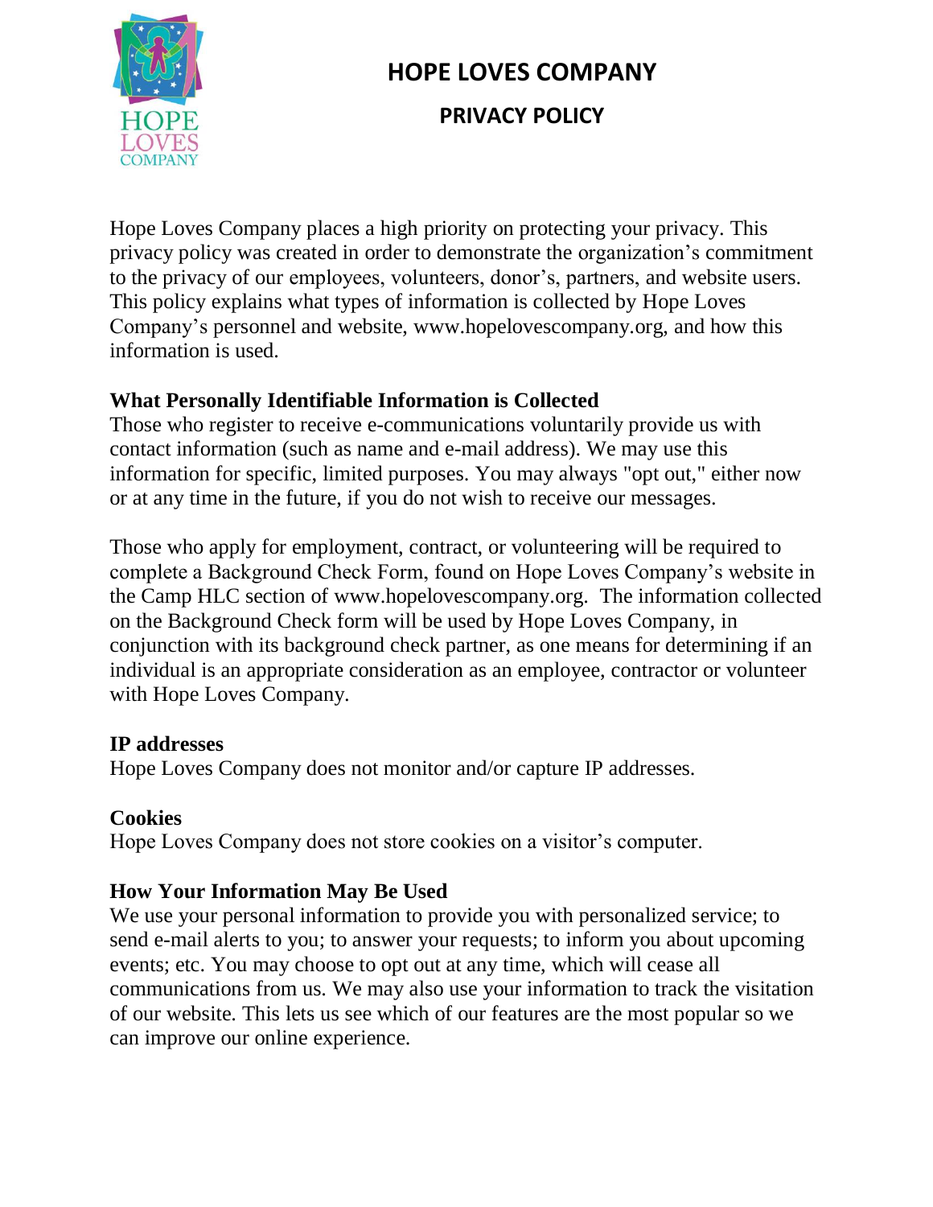# HOPE LOVES COMPANY

## PRIVACY POLICY

Hope Loves Company places a high priority on protecting your privacy. This privacy policy was created in order to demonstrate the organization's commitment to the privacy of our employees, volunteers, donor's, partners, and website users. This policy explains what types of information is collected by Hope Loves Company's personnel and website, www.hopelovescompany.org, and how this information is used.

**What Personally Identifiable Information is Collected**

Those who register to receive e-communications voluntarily provide us with contact information (such as name and e-mail address). We may use this information for specific, limited purposes. You may always "opt out," either now or at any time in the future, if you do not wish to receive our messages.

Those who apply for employment, contract, or volunteering will be required to complete a Background Check Form, found on Hope Loves Company's website in the Camp HLC section of www.hopelovescompany.org. The information collected on the Background Check form will be used by Hope Loves Company, in conjunction with its background check partner, as one means for determining if an individual is an appropriate consideration as an employee, contractor or volunteer with Hope Loves Company.

**IP addresses**

Hope Loves Company does not monitor and/or capture IP addresses.

**Cookies**

Hope Loves Company does not store cookies on a visitor's computer.

**How Your Information May Be Used**

We use your personal information to provide you with personalized service; to send e-mail alerts to you; to answer your requests; to inform you about upcoming events; etc. You may choose to opt out at any time, which will cease all communications from us. We may also use your information to track the visitation of our website. This lets us see which of our features are the most popular so we can improve our online experience.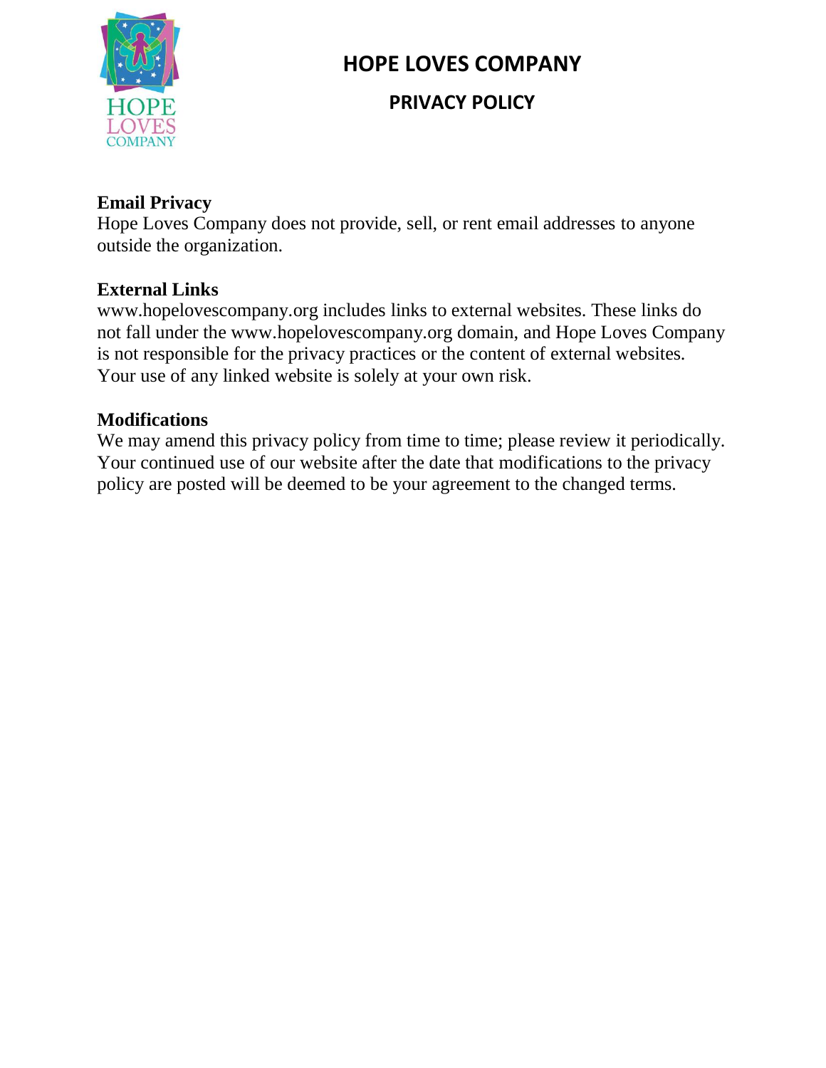# HOPE LOVES COMPANY

## PRIVACY POLICY

**Email Privacy**
Hope Loves Company does not provide, sell, or rent email addresses to anyone outside the organization.

**External Links**
www.hopelovescompany.org includes links to external websites. These links do not fall under the www.hopelovescompany.org domain, and Hope Loves Company is not responsible for the privacy practices or the content of external websites. Your use of any linked website is solely at your own risk.

**Modifications**
We may amend this privacy policy from time to time; please review it periodically. Your continued use of our website after the date that modifications to the privacy policy are posted will be deemed to be your agreement to the changed terms.